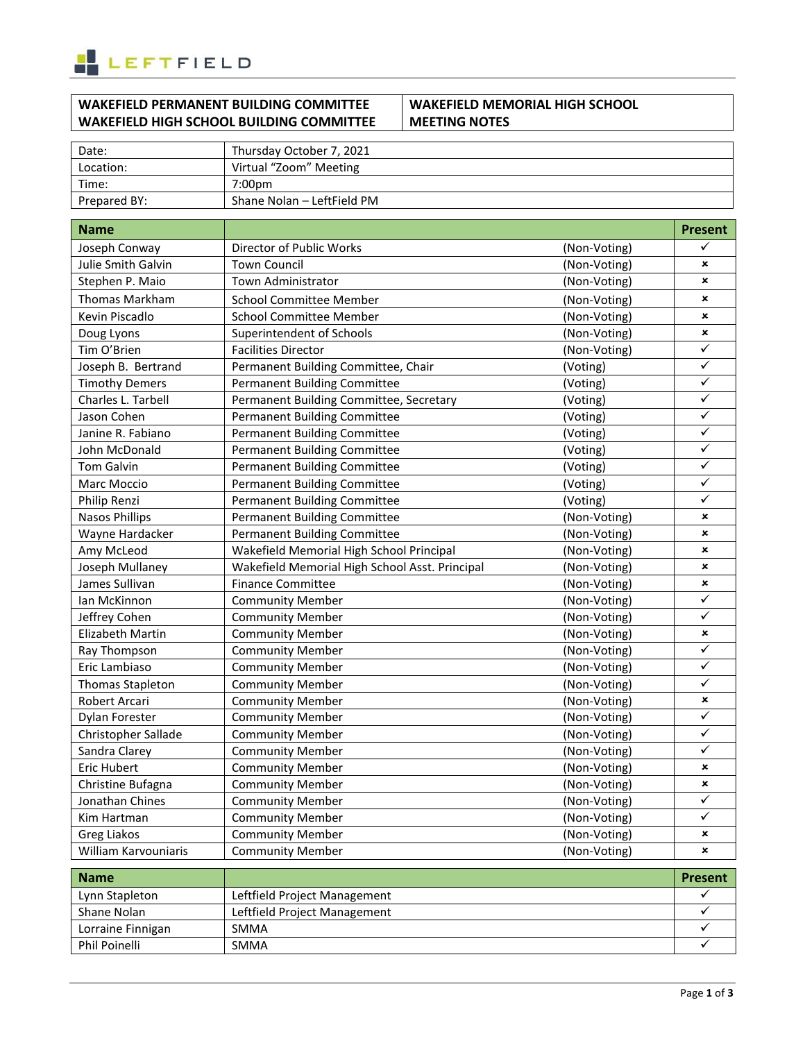| WAKEFIELD PERMANENT BUILDING COMMITTEE<br>WAKEFIELD HIGH SCHOOL BUILDING COMMITTEE | WAKEFIELD MEMORIAL HIGH SCHOOL<br>MEETING NOTES |
|---|---|

| Date: | Thursday October 7, 2021 |
|---|---|
| Location: | Virtual "Zoom" Meeting |
| Time: | 7:00pm |
| Prepared BY: | Shane Nolan – LeftField PM |

| Name | | | Present |
|---|---|---|---|
| Joseph Conway | Director of Public Works | (Non-Voting) | ✓ |
| Julie Smith Galvin | Town Council | (Non-Voting) | × |
| Stephen P. Maio | Town Administrator | (Non-Voting) | × |
| Thomas Markham | School Committee Member | (Non-Voting) | × |
| Kevin Piscadlo | School Committee Member | (Non-Voting) | × |
| Doug Lyons | Superintendent of Schools | (Non-Voting) | × |
| Tim O'Brien | Facilities Director | (Non-Voting) | ✓ |
| Joseph B. Bertrand | Permanent Building Committee, Chair | (Voting) | ✓ |
| Timothy Demers | Permanent Building Committee | (Voting) | ✓ |
| Charles L. Tarbell | Permanent Building Committee, Secretary | (Voting) | ✓ |
| Jason Cohen | Permanent Building Committee | (Voting) | ✓ |
| Janine R. Fabiano | Permanent Building Committee | (Voting) | ✓ |
| John McDonald | Permanent Building Committee | (Voting) | ✓ |
| Tom Galvin | Permanent Building Committee | (Voting) | ✓ |
| Marc Moccio | Permanent Building Committee | (Voting) | ✓ |
| Philip Renzi | Permanent Building Committee | (Voting) | ✓ |
| Nasos Phillips | Permanent Building Committee | (Non-Voting) | × |
| Wayne Hardacker | Permanent Building Committee | (Non-Voting) | × |
| Amy McLeod | Wakefield Memorial High School Principal | (Non-Voting) | × |
| Joseph Mullaney | Wakefield Memorial High School Asst. Principal | (Non-Voting) | × |
| James Sullivan | Finance Committee | (Non-Voting) | × |
| Ian McKinnon | Community Member | (Non-Voting) | ✓ |
| Jeffrey Cohen | Community Member | (Non-Voting) | ✓ |
| Elizabeth Martin | Community Member | (Non-Voting) | × |
| Ray Thompson | Community Member | (Non-Voting) | ✓ |
| Eric Lambiaso | Community Member | (Non-Voting) | ✓ |
| Thomas Stapleton | Community Member | (Non-Voting) | ✓ |
| Robert Arcari | Community Member | (Non-Voting) | × |
| Dylan Forester | Community Member | (Non-Voting) | ✓ |
| Christopher Sallade | Community Member | (Non-Voting) | ✓ |
| Sandra Clarey | Community Member | (Non-Voting) | ✓ |
| Eric Hubert | Community Member | (Non-Voting) | × |
| Christine Bufagna | Community Member | (Non-Voting) | × |
| Jonathan Chines | Community Member | (Non-Voting) | ✓ |
| Kim Hartman | Community Member | (Non-Voting) | ✓ |
| Greg Liakos | Community Member | (Non-Voting) | × |
| William Karvouniaris | Community Member | (Non-Voting) | × |

| Name | | Present |
|---|---|---|
| Lynn Stapleton | Leftfield Project Management | ✓ |
| Shane Nolan | Leftfield Project Management | ✓ |
| Lorraine Finnigan | SMMA | ✓ |
| Phil Poinelli | SMMA | ✓ |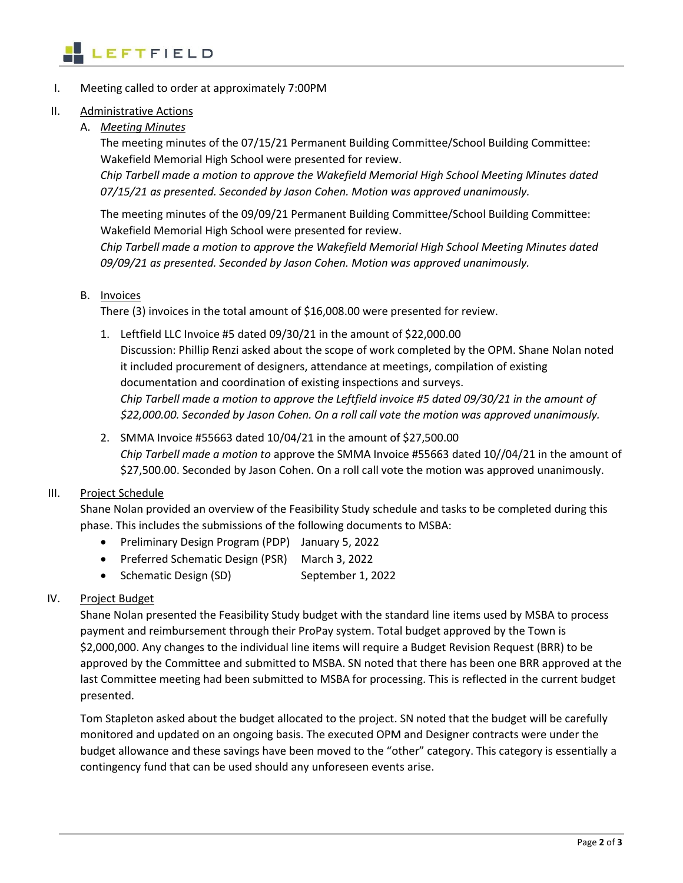I. Meeting called to order at approximately 7:00PM

II. <u>Administrative Actions</u>

   A. *<u>Meeting Minutes</u>*

   The meeting minutes of the 07/15/21 Permanent Building Committee/School Building Committee: Wakefield Memorial High School were presented for review.
   *Chip Tarbell made a motion to approve the Wakefield Memorial High School Meeting Minutes dated 07/15/21 as presented. Seconded by Jason Cohen. Motion was approved unanimously.*

   The meeting minutes of the 09/09/21 Permanent Building Committee/School Building Committee: Wakefield Memorial High School were presented for review.
   *Chip Tarbell made a motion to approve the Wakefield Memorial High School Meeting Minutes dated 09/09/21 as presented. Seconded by Jason Cohen. Motion was approved unanimously.*

   B. <u>Invoices</u>

   There (3) invoices in the total amount of $16,008.00 were presented for review.

   1. Leftfield LLC Invoice #5 dated 09/30/21 in the amount of $22,000.00
      Discussion: Phillip Renzi asked about the scope of work completed by the OPM. Shane Nolan noted it included procurement of designers, attendance at meetings, compilation of existing documentation and coordination of existing inspections and surveys.
      *Chip Tarbell made a motion to approve the Leftfield invoice #5 dated 09/30/21 in the amount of $22,000.00. Seconded by Jason Cohen. On a roll call vote the motion was approved unanimously.*

   2. SMMA Invoice #55663 dated 10/04/21 in the amount of $27,500.00
      *Chip Tarbell made a motion to* approve the SMMA Invoice #55663 dated 10//04/21 in the amount of $27,500.00. Seconded by Jason Cohen. On a roll call vote the motion was approved unanimously.

III. <u>Project Schedule</u>

Shane Nolan provided an overview of the Feasibility Study schedule and tasks to be completed during this phase. This includes the submissions of the following documents to MSBA:

- Preliminary Design Program (PDP) January 5, 2022
- Preferred Schematic Design (PSR) March 3, 2022
- Schematic Design (SD) September 1, 2022

IV. <u>Project Budget</u>

Shane Nolan presented the Feasibility Study budget with the standard line items used by MSBA to process payment and reimbursement through their ProPay system. Total budget approved by the Town is $2,000,000. Any changes to the individual line items will require a Budget Revision Request (BRR) to be approved by the Committee and submitted to MSBA. SN noted that there has been one BRR approved at the last Committee meeting had been submitted to MSBA for processing. This is reflected in the current budget presented.

Tom Stapleton asked about the budget allocated to the project. SN noted that the budget will be carefully monitored and updated on an ongoing basis. The executed OPM and Designer contracts were under the budget allowance and these savings have been moved to the "other" category. This category is essentially a contingency fund that can be used should any unforeseen events arise.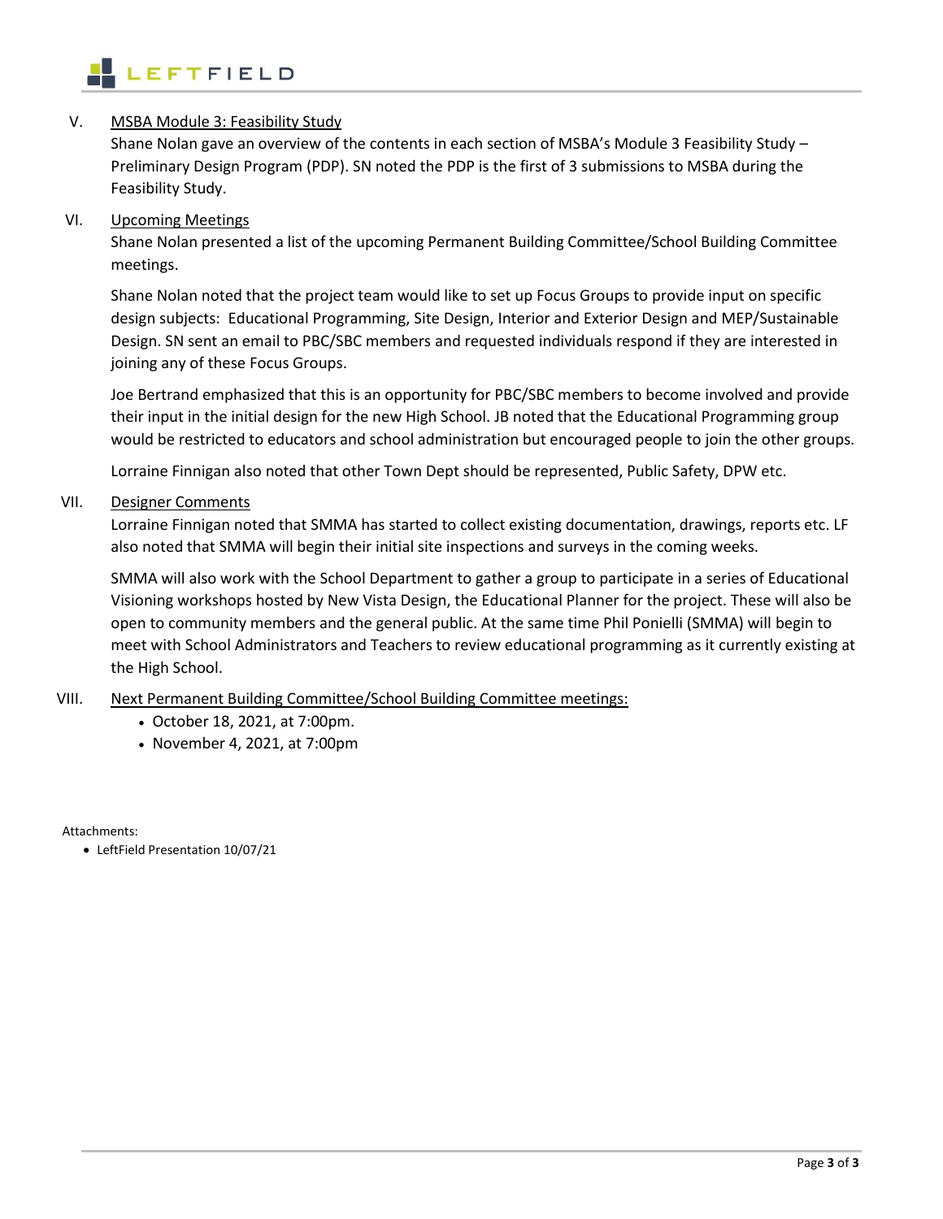V. <u>MSBA Module 3: Feasibility Study</u>

Shane Nolan gave an overview of the contents in each section of MSBA's Module 3 Feasibility Study – Preliminary Design Program (PDP). SN noted the PDP is the first of 3 submissions to MSBA during the Feasibility Study.

VI. <u>Upcoming Meetings</u>

Shane Nolan presented a list of the upcoming Permanent Building Committee/School Building Committee meetings.

Shane Nolan noted that the project team would like to set up Focus Groups to provide input on specific design subjects: Educational Programming, Site Design, Interior and Exterior Design and MEP/Sustainable Design. SN sent an email to PBC/SBC members and requested individuals respond if they are interested in joining any of these Focus Groups.

Joe Bertrand emphasized that this is an opportunity for PBC/SBC members to become involved and provide their input in the initial design for the new High School. JB noted that the Educational Programming group would be restricted to educators and school administration but encouraged people to join the other groups.

Lorraine Finnigan also noted that other Town Dept should be represented, Public Safety, DPW etc.

VII. <u>Designer Comments</u>

Lorraine Finnigan noted that SMMA has started to collect existing documentation, drawings, reports etc. LF also noted that SMMA will begin their initial site inspections and surveys in the coming weeks.

SMMA will also work with the School Department to gather a group to participate in a series of Educational Visioning workshops hosted by New Vista Design, the Educational Planner for the project. These will also be open to community members and the general public. At the same time Phil Ponielli (SMMA) will begin to meet with School Administrators and Teachers to review educational programming as it currently existing at the High School.

VIII. <u>Next Permanent Building Committee/School Building Committee meetings:</u>

- October 18, 2021, at 7:00pm.
- November 4, 2021, at 7:00pm

Attachments:

- LeftField Presentation 10/07/21